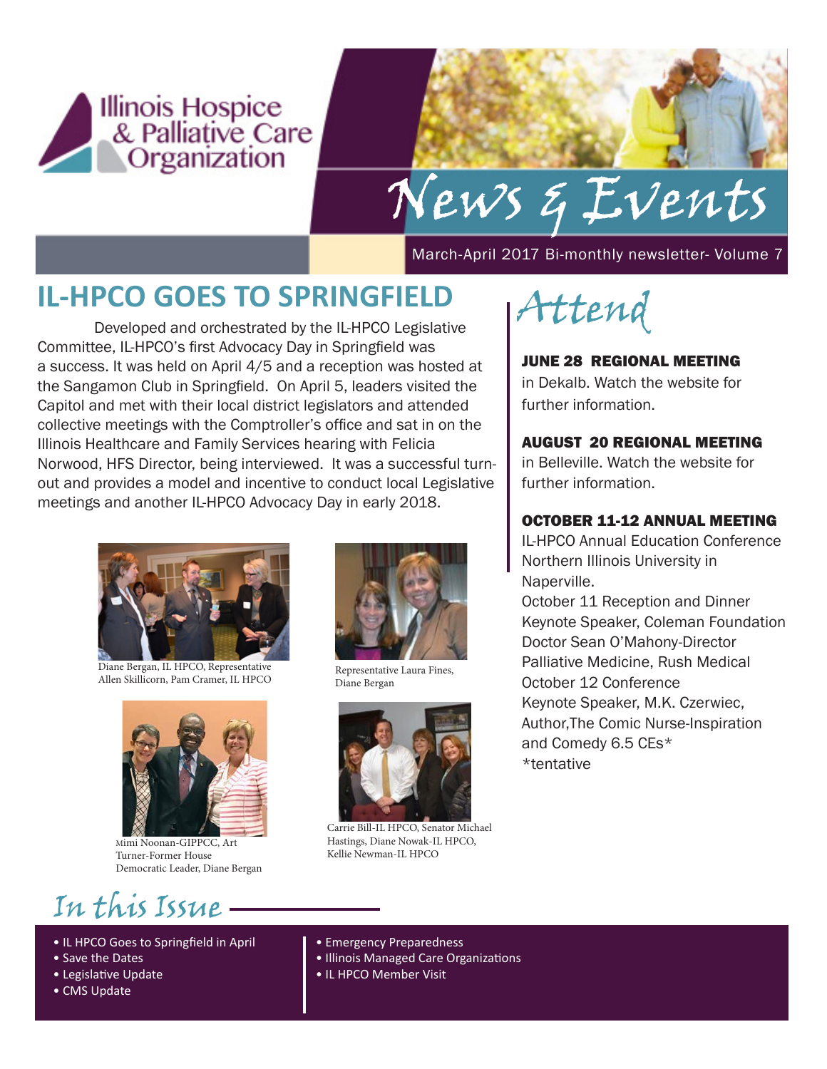Illinois Hospice & Palliative Care Organization

# News & Events

March-April 2017 Bi-monthly newsletter- Volume 7

## IL-HPCO GOES TO SPRINGFIELD

Developed and orchestrated by the IL-HPCO Legislative Committee, IL-HPCO's first Advocacy Day in Springfield was a success. It was held on April 4/5 and a reception was hosted at the Sangamon Club in Springfield. On April 5, leaders visited the Capitol and met with their local district legislators and attended collective meetings with the Comptroller's office and sat in on the Illinois Healthcare and Family Services hearing with Felicia Norwood, HFS Director, being interviewed. It was a successful turn-out and provides a model and incentive to conduct local Legislative meetings and another IL-HPCO Advocacy Day in early 2018.

Diane Bergan, IL HPCO, Representative Allen Skillicorn, Pam Cramer, IL HPCO

Representative Laura Fines, Diane Bergan

Mimi Noonan-GIPPCC, Art Turner-Former House Democratic Leader, Diane Bergan

Carrie Bill-IL HPCO, Senator Michael Hastings, Diane Nowak-IL HPCO, Kellie Newman-IL HPCO

## Attend

**JUNE 28 REGIONAL MEETING**
in Dekalb. Watch the website for further information.

**AUGUST 20 REGIONAL MEETING**
in Belleville. Watch the website for further information.

**OCTOBER 11-12 ANNUAL MEETING**
IL-HPCO Annual Education Conference Northern Illinois University in Naperville.
October 11 Reception and Dinner
Keynote Speaker, Coleman Foundation Doctor Sean O'Mahony-Director Palliative Medicine, Rush Medical
October 12 Conference
Keynote Speaker, M.K. Czerwiec, Author,The Comic Nurse-Inspiration and Comedy 6.5 CEs*
*tentative

## In this Issue

- IL HPCO Goes to Springfield in April
- Save the Dates
- Legislative Update
- CMS Update
- Emergency Preparedness
- Illinois Managed Care Organizations
- IL HPCO Member Visit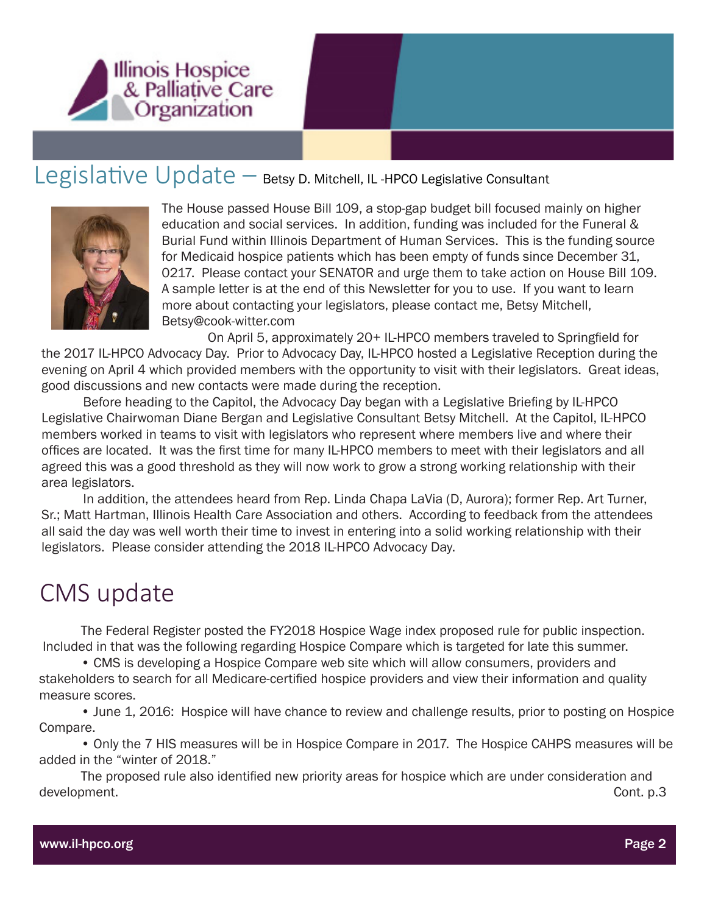## Legislative Update – Betsy D. Mitchell, IL -HPCO Legislative Consultant

The House passed House Bill 109, a stop-gap budget bill focused mainly on higher education and social services. In addition, funding was included for the Funeral & Burial Fund within Illinois Department of Human Services. This is the funding source for Medicaid hospice patients which has been empty of funds since December 31, 0217. Please contact your SENATOR and urge them to take action on House Bill 109. A sample letter is at the end of this Newsletter for you to use. If you want to learn more about contacting your legislators, please contact me, Betsy Mitchell, Betsy@cook-witter.com

On April 5, approximately 20+ IL-HPCO members traveled to Springfield for the 2017 IL-HPCO Advocacy Day. Prior to Advocacy Day, IL-HPCO hosted a Legislative Reception during the evening on April 4 which provided members with the opportunity to visit with their legislators. Great ideas, good discussions and new contacts were made during the reception.

Before heading to the Capitol, the Advocacy Day began with a Legislative Briefing by IL-HPCO Legislative Chairwoman Diane Bergan and Legislative Consultant Betsy Mitchell. At the Capitol, IL-HPCO members worked in teams to visit with legislators who represent where members live and where their offices are located. It was the first time for many IL-HPCO members to meet with their legislators and all agreed this was a good threshold as they will now work to grow a strong working relationship with their area legislators.

In addition, the attendees heard from Rep. Linda Chapa LaVia (D, Aurora); former Rep. Art Turner, Sr.; Matt Hartman, Illinois Health Care Association and others. According to feedback from the attendees all said the day was well worth their time to invest in entering into a solid working relationship with their legislators. Please consider attending the 2018 IL-HPCO Advocacy Day.

## CMS update

The Federal Register posted the FY2018 Hospice Wage index proposed rule for public inspection. Included in that was the following regarding Hospice Compare which is targeted for late this summer.

- CMS is developing a Hospice Compare web site which will allow consumers, providers and stakeholders to search for all Medicare-certified hospice providers and view their information and quality measure scores.
- June 1, 2016: Hospice will have chance to review and challenge results, prior to posting on Hospice Compare.
- Only the 7 HIS measures will be in Hospice Compare in 2017. The Hospice CAHPS measures will be added in the "winter of 2018."

The proposed rule also identified new priority areas for hospice which are under consideration and development. Cont. p.3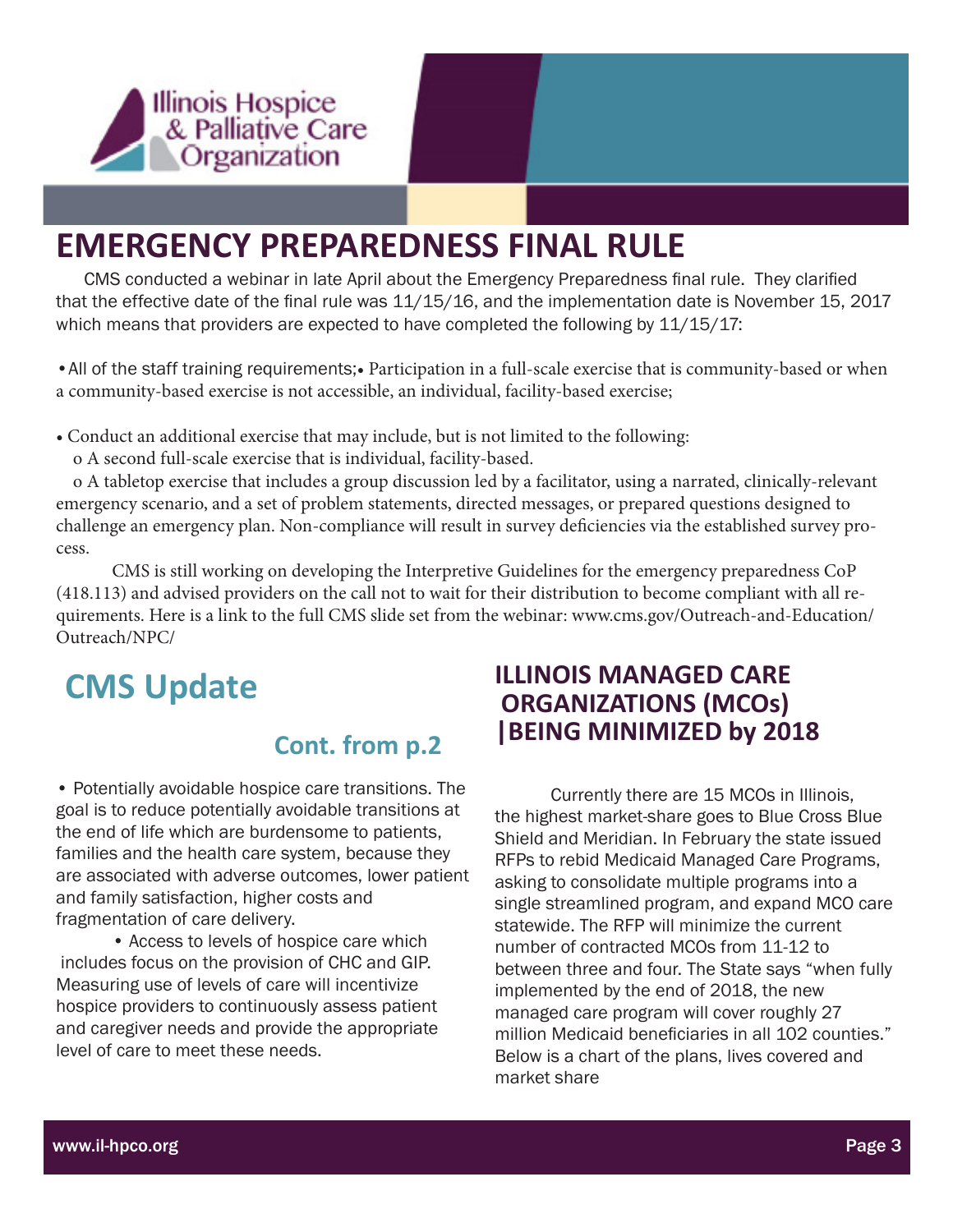# EMERGENCY PREPAREDNESS FINAL RULE

CMS conducted a webinar in late April about the Emergency Preparedness final rule. They clarified that the effective date of the final rule was 11/15/16, and the implementation date is November 15, 2017 which means that providers are expected to have completed the following by 11/15/17:

• All of the staff training requirements;• Participation in a full-scale exercise that is community-based or when a community-based exercise is not accessible, an individual, facility-based exercise;

• Conduct an additional exercise that may include, but is not limited to the following:
  o A second full-scale exercise that is individual, facility-based.
  o A tabletop exercise that includes a group discussion led by a facilitator, using a narrated, clinically-relevant emergency scenario, and a set of problem statements, directed messages, or prepared questions designed to challenge an emergency plan. Non-compliance will result in survey deficiencies via the established survey process.

CMS is still working on developing the Interpretive Guidelines for the emergency preparedness CoP (418.113) and advised providers on the call not to wait for their distribution to become compliant with all requirements. Here is a link to the full CMS slide set from the webinar: www.cms.gov/Outreach-and-Education/Outreach/NPC/

# CMS Update

## Cont. from p.2

• Potentially avoidable hospice care transitions. The goal is to reduce potentially avoidable transitions at the end of life which are burdensome to patients, families and the health care system, because they are associated with adverse outcomes, lower patient and family satisfaction, higher costs and fragmentation of care delivery.

• Access to levels of hospice care which includes focus on the provision of CHC and GIP. Measuring use of levels of care will incentivize hospice providers to continuously assess patient and caregiver needs and provide the appropriate level of care to meet these needs.

## ILLINOIS MANAGED CARE ORGANIZATIONS (MCOs) |BEING MINIMIZED by 2018

Currently there are 15 MCOs in Illinois, the highest market-share goes to Blue Cross Blue Shield and Meridian. In February the state issued RFPs to rebid Medicaid Managed Care Programs, asking to consolidate multiple programs into a single streamlined program, and expand MCO care statewide. The RFP will minimize the current number of contracted MCOs from 11-12 to between three and four. The State says "when fully implemented by the end of 2018, the new managed care program will cover roughly 27 million Medicaid beneficiaries in all 102 counties." Below is a chart of the plans, lives covered and market share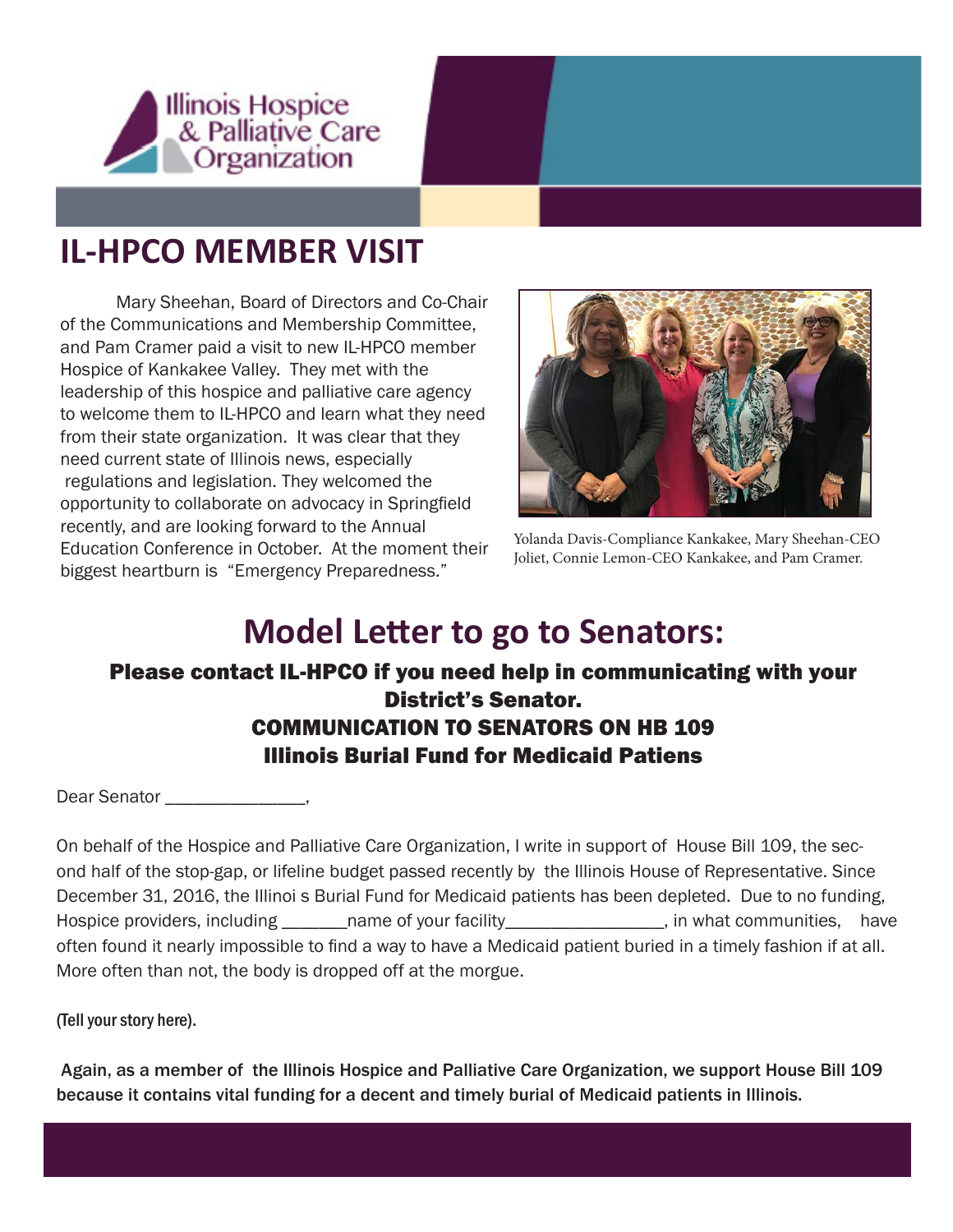# IL-HPCO MEMBER VISIT

Mary Sheehan, Board of Directors and Co-Chair of the Communications and Membership Committee, and Pam Cramer paid a visit to new IL-HPCO member Hospice of Kankakee Valley. They met with the leadership of this hospice and palliative care agency to welcome them to IL-HPCO and learn what they need from their state organization. It was clear that they need current state of Illinois news, especially regulations and legislation. They welcomed the opportunity to collaborate on advocacy in Springfield recently, and are looking forward to the Annual Education Conference in October. At the moment their biggest heartburn is "Emergency Preparedness."

Yolanda Davis-Compliance Kankakee, Mary Sheehan-CEO Joliet, Connie Lemon-CEO Kankakee, and Pam Cramer.

## Model Letter to go to Senators:

### Please contact IL-HPCO if you need help in communicating with your District's Senator.

### COMMUNICATION TO SENATORS ON HB 109

### Illinois Burial Fund for Medicaid Patiens

Dear Senator _______________,

On behalf of the Hospice and Palliative Care Organization, I write in support of House Bill 109, the second half of the stop-gap, or lifeline budget passed recently by the Illinois House of Representative. Since December 31, 2016, the Illinoi s Burial Fund for Medicaid patients has been depleted. Due to no funding, Hospice providers, including _______name of your facility_________________, in what communities, have often found it nearly impossible to find a way to have a Medicaid patient buried in a timely fashion if at all. More often than not, the body is dropped off at the morgue.

(Tell your story here).

Again, as a member of the Illinois Hospice and Palliative Care Organization, we support House Bill 109 because it contains vital funding for a decent and timely burial of Medicaid patients in Illinois.